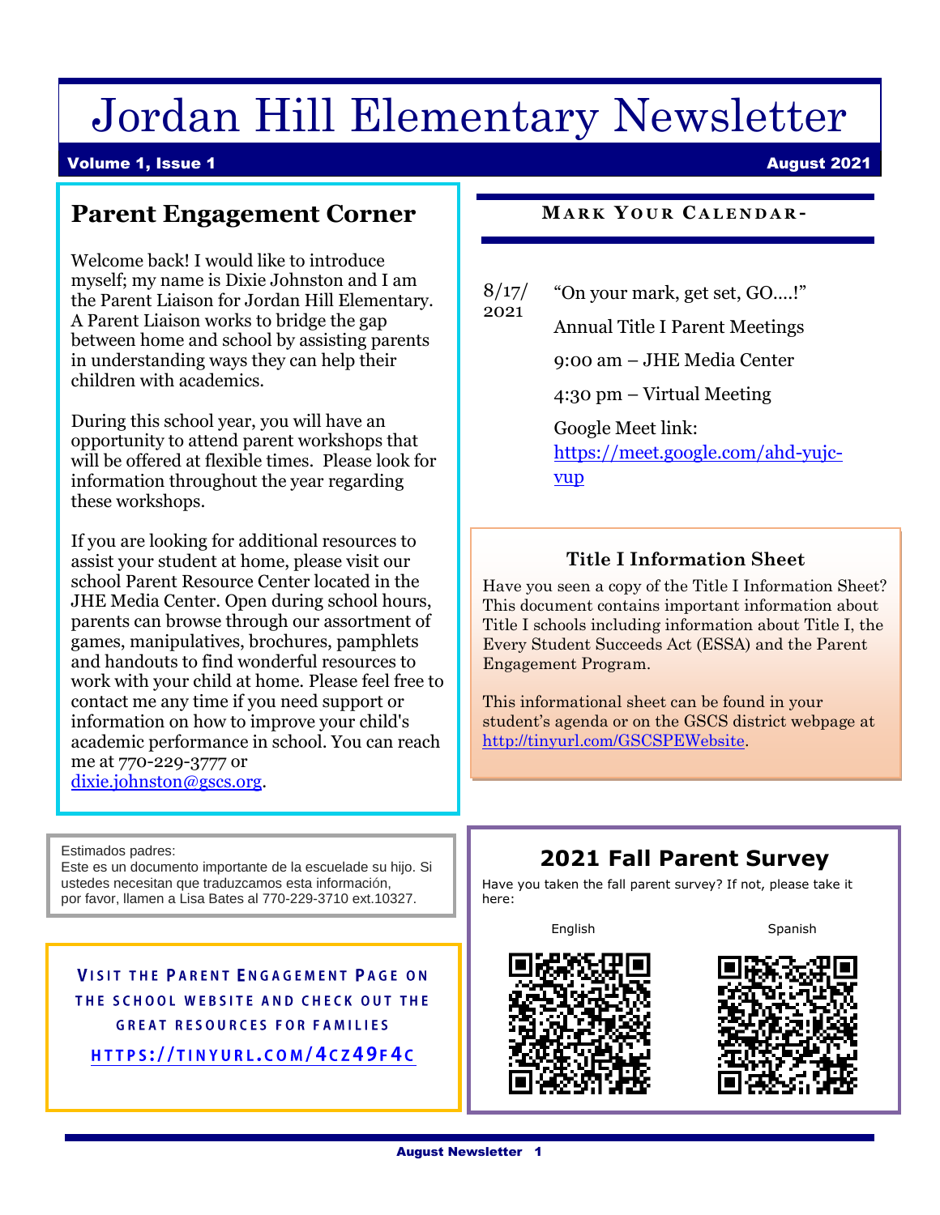# Jordan Hill Elementary Newsletter

**Volume 1, Issue 1** **August 2021**

## Parent Engagement Corner

Welcome back! I would like to introduce myself; my name is Dixie Johnston and I am the Parent Liaison for Jordan Hill Elementary. A Parent Liaison works to bridge the gap between home and school by assisting parents in understanding ways they can help their children with academics.

During this school year, you will have an opportunity to attend parent workshops that will be offered at flexible times. Please look for information throughout the year regarding these workshops.

If you are looking for additional resources to assist your student at home, please visit our school Parent Resource Center located in the JHE Media Center. Open during school hours, parents can browse through our assortment of games, manipulatives, brochures, pamphlets and handouts to find wonderful resources to work with your child at home. Please feel free to contact me any time if you need support or information on how to improve your child's academic performance in school. You can reach me at 770-229-3777 or dixie.johnston@gscs.org.

## Mark Your Calendar-

8/17/2021

"On your mark, get set, GO….!"

Annual Title I Parent Meetings

9:00 am – JHE Media Center

4:30 pm – Virtual Meeting

Google Meet link: https://meet.google.com/ahd-yujc-vup

### Title I Information Sheet

Have you seen a copy of the Title I Information Sheet? This document contains important information about Title I schools including information about Title I, the Every Student Succeeds Act (ESSA) and the Parent Engagement Program.

This informational sheet can be found in your student's agenda or on the GSCS district webpage at http://tinyurl.com/GSCSPEWebsite.

Estimados padres:
Este es un documento importante de la escuelade su hijo. Si ustedes necesitan que traduzcamos esta información, por favor, llamen a Lisa Bates al 770-229-3710 ext.10327.

**VISIT THE PARENT ENGAGEMENT PAGE ON THE SCHOOL WEBSITE AND CHECK OUT THE GREAT RESOURCES FOR FAMILIES**

**HTTPS://TINYURL.COM/4CZ49F4C**

## 2021 Fall Parent Survey

Have you taken the fall parent survey? If not, please take it here:

English

Spanish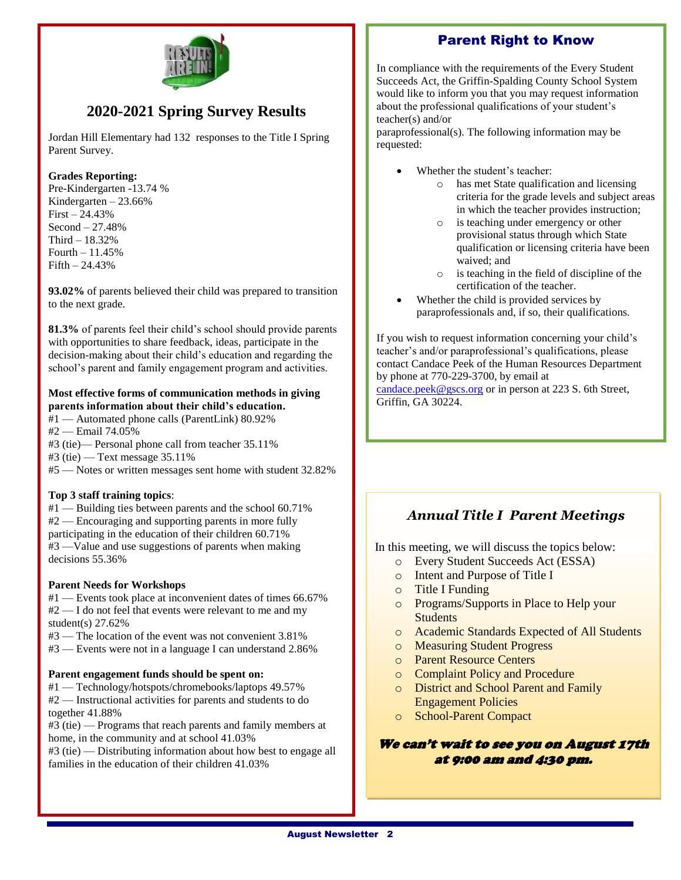## 2020-2021 Spring Survey Results

Jordan Hill Elementary had 132 responses to the Title I Spring Parent Survey.

**Grades Reporting:**
Pre-Kindergarten -13.74 %
Kindergarten – 23.66%
First – 24.43%
Second – 27.48%
Third – 18.32%
Fourth – 11.45%
Fifth – 24.43%

**93.02%** of parents believed their child was prepared to transition to the next grade.

**81.3%** of parents feel their child's school should provide parents with opportunities to share feedback, ideas, participate in the decision-making about their child's education and regarding the school's parent and family engagement program and activities.

**Most effective forms of communication methods in giving parents information about their child's education.**
#1 — Automated phone calls (ParentLink) 80.92%
#2 — Email 74.05%
#3 (tie)— Personal phone call from teacher 35.11%
#3 (tie) — Text message 35.11%
#5 — Notes or written messages sent home with student 32.82%

**Top 3 staff training topics**:
#1 — Building ties between parents and the school 60.71%
#2 — Encouraging and supporting parents in more fully participating in the education of their children 60.71%
#3 —Value and use suggestions of parents when making decisions 55.36%

**Parent Needs for Workshops**
#1 — Events took place at inconvenient dates of times 66.67%
#2 — I do not feel that events were relevant to me and my student(s) 27.62%
#3 — The location of the event was not convenient 3.81%
#3 — Events were not in a language I can understand 2.86%

**Parent engagement funds should be spent on:**
#1 — Technology/hotspots/chromebooks/laptops 49.57%
#2 — Instructional activities for parents and students to do together 41.88%
#3 (tie) — Programs that reach parents and family members at home, in the community and at school 41.03%
#3 (tie) — Distributing information about how best to engage all families in the education of their children 41.03%

## Parent Right to Know

In compliance with the requirements of the Every Student Succeeds Act, the Griffin-Spalding County School System would like to inform you that you may request information about the professional qualifications of your student's teacher(s) and/or paraprofessional(s). The following information may be requested:

- Whether the student's teacher:
  - has met State qualification and licensing criteria for the grade levels and subject areas in which the teacher provides instruction;
  - is teaching under emergency or other provisional status through which State qualification or licensing criteria have been waived; and
  - is teaching in the field of discipline of the certification of the teacher.
- Whether the child is provided services by paraprofessionals and, if so, their qualifications.

If you wish to request information concerning your child's teacher's and/or paraprofessional's qualifications, please contact Candace Peek of the Human Resources Department by phone at 770-229-3700, by email at candace.peek@gscs.org or in person at 223 S. 6th Street, Griffin, GA 30224.

## *Annual Title I Parent Meetings*

In this meeting, we will discuss the topics below:

- Every Student Succeeds Act (ESSA)
- Intent and Purpose of Title I
- Title I Funding
- Programs/Supports in Place to Help your Students
- Academic Standards Expected of All Students
- Measuring Student Progress
- Parent Resource Centers
- Complaint Policy and Procedure
- District and School Parent and Family Engagement Policies
- School-Parent Compact

***We can't wait to see you on August 17th at 9:00 am and 4:30 pm.***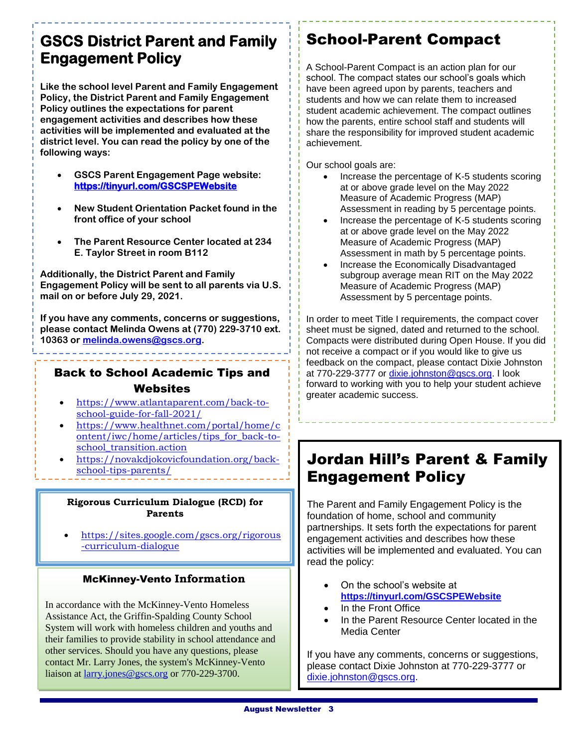## GSCS District Parent and Family Engagement Policy

**Like the school level Parent and Family Engagement Policy, the District Parent and Family Engagement Policy outlines the expectations for parent engagement activities and describes how these activities will be implemented and evaluated at the district level. You can read the policy by one of the following ways:**

- **GSCS Parent Engagement Page website: https://tinyurl.com/GSCSPEWebsite**
- **New Student Orientation Packet found in the front office of your school**
- **The Parent Resource Center located at 234 E. Taylor Street in room B112**

**Additionally, the District Parent and Family Engagement Policy will be sent to all parents via U.S. mail on or before July 29, 2021.**

**If you have any comments, concerns or suggestions, please contact Melinda Owens at (770) 229-3710 ext. 10363 or melinda.owens@gscs.org.**

### Back to School Academic Tips and Websites

- https://www.atlantaparent.com/back-to-school-guide-for-fall-2021/
- https://www.healthnet.com/portal/home/content/iwc/home/articles/tips_for_back-to-school_transition.action
- https://novakdjokovicfoundation.org/back-school-tips-parents/

### Rigorous Curriculum Dialogue (RCD) for Parents

- https://sites.google.com/gscs.org/rigorous-curriculum-dialogue

### McKinney-Vento Information

In accordance with the McKinney-Vento Homeless Assistance Act, the Griffin-Spalding County School System will work with homeless children and youths and their families to provide stability in school attendance and other services. Should you have any questions, please contact Mr. Larry Jones, the system's McKinney-Vento liaison at larry.jones@gscs.org or 770-229-3700.

## School-Parent Compact

A School-Parent Compact is an action plan for our school. The compact states our school's goals which have been agreed upon by parents, teachers and students and how we can relate them to increased student academic achievement. The compact outlines how the parents, entire school staff and students will share the responsibility for improved student academic achievement.

Our school goals are:

- Increase the percentage of K-5 students scoring at or above grade level on the May 2022 Measure of Academic Progress (MAP) Assessment in reading by 5 percentage points.
- Increase the percentage of K-5 students scoring at or above grade level on the May 2022 Measure of Academic Progress (MAP) Assessment in math by 5 percentage points.
- Increase the Economically Disadvantaged subgroup average mean RIT on the May 2022 Measure of Academic Progress (MAP) Assessment by 5 percentage points.

In order to meet Title I requirements, the compact cover sheet must be signed, dated and returned to the school. Compacts were distributed during Open House. If you did not receive a compact or if you would like to give us feedback on the compact, please contact Dixie Johnston at 770-229-3777 or dixie.johnston@gscs.org. I look forward to working with you to help your student achieve greater academic success.

## Jordan Hill's Parent & Family Engagement Policy

The Parent and Family Engagement Policy is the foundation of home, school and community partnerships. It sets forth the expectations for parent engagement activities and describes how these activities will be implemented and evaluated. You can read the policy:

- On the school's website at **https://tinyurl.com/GSCSPEWebsite**
- In the Front Office
- In the Parent Resource Center located in the Media Center

If you have any comments, concerns or suggestions, please contact Dixie Johnston at 770-229-3777 or dixie.johnston@gscs.org.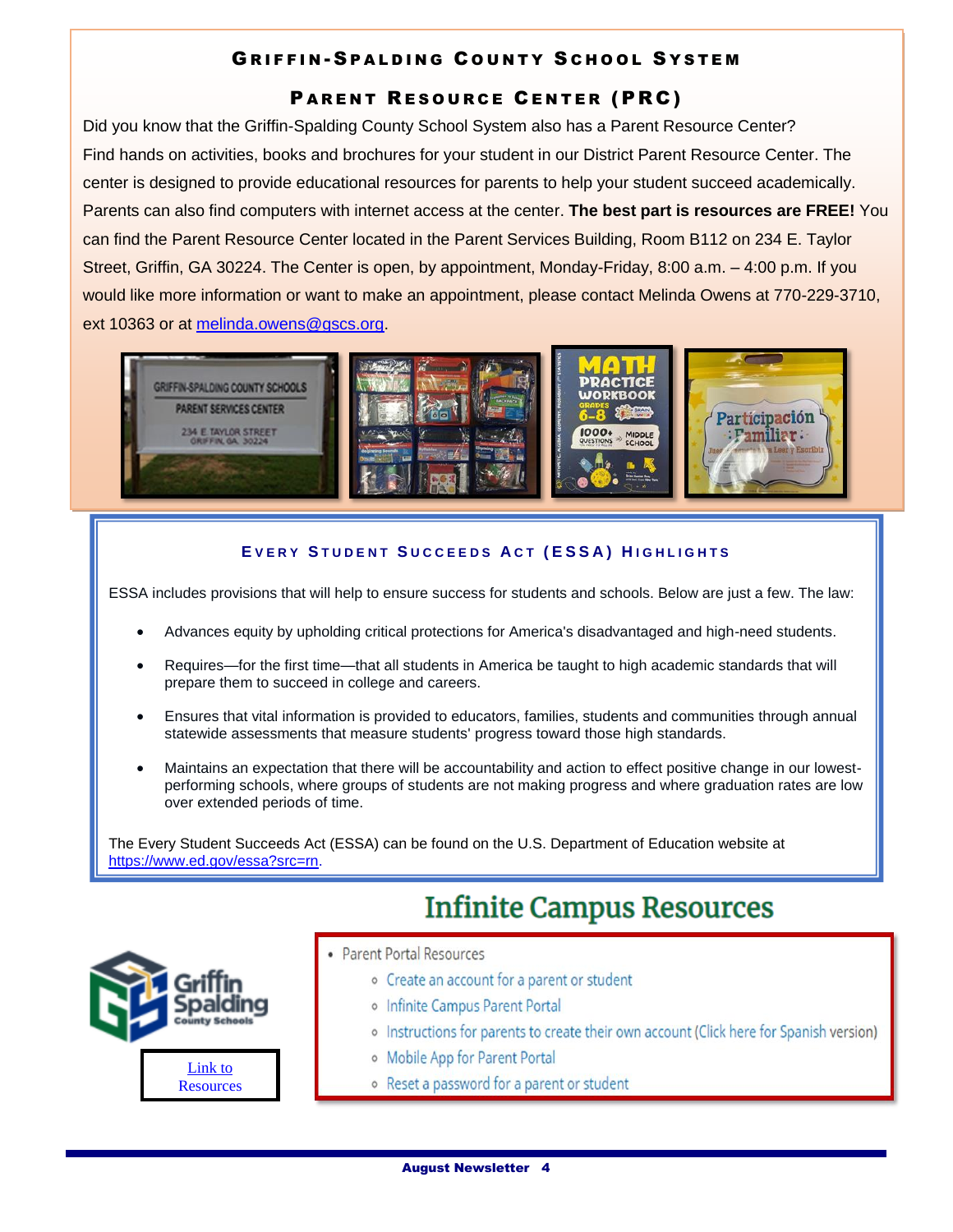## Griffin-Spalding County School System

## Parent Resource Center (PRC)

Did you know that the Griffin-Spalding County School System also has a Parent Resource Center? Find hands on activities, books and brochures for your student in our District Parent Resource Center. The center is designed to provide educational resources for parents to help your student succeed academically. Parents can also find computers with internet access at the center. **The best part is resources are FREE!** You can find the Parent Resource Center located in the Parent Services Building, Room B112 on 234 E. Taylor Street, Griffin, GA 30224. The Center is open, by appointment, Monday-Friday, 8:00 a.m. – 4:00 p.m. If you would like more information or want to make an appointment, please contact Melinda Owens at 770-229-3710, ext 10363 or at melinda.owens@gscs.org.

## Every Student Succeeds Act (ESSA) Highlights

ESSA includes provisions that will help to ensure success for students and schools. Below are just a few. The law:

- Advances equity by upholding critical protections for America's disadvantaged and high-need students.
- Requires—for the first time—that all students in America be taught to high academic standards that will prepare them to succeed in college and careers.
- Ensures that vital information is provided to educators, families, students and communities through annual statewide assessments that measure students' progress toward those high standards.
- Maintains an expectation that there will be accountability and action to effect positive change in our lowest-performing schools, where groups of students are not making progress and where graduation rates are low over extended periods of time.

The Every Student Succeeds Act (ESSA) can be found on the U.S. Department of Education website at https://www.ed.gov/essa?src=rn.

## Infinite Campus Resources

Link to Resources

- Parent Portal Resources
  - Create an account for a parent or student
  - Infinite Campus Parent Portal
  - Instructions for parents to create their own account (Click here for Spanish version)
  - Mobile App for Parent Portal
  - Reset a password for a parent or student

August Newsletter